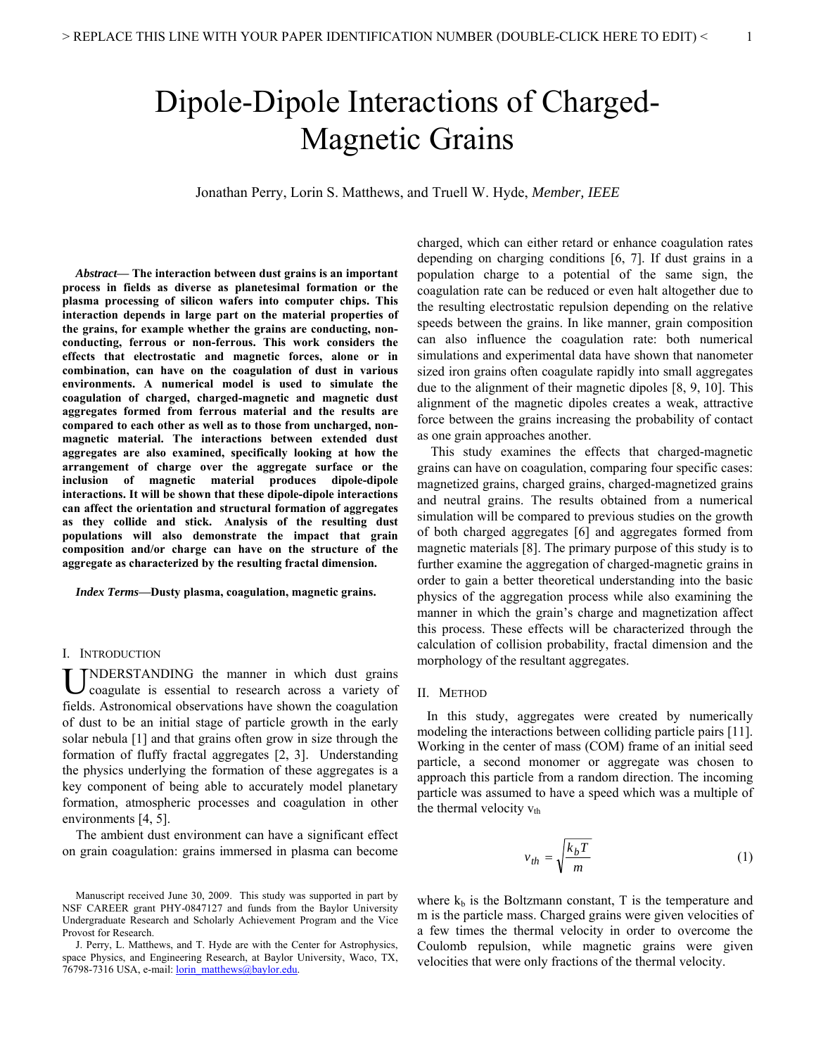# Dipole-Dipole Interactions of Charged-Magnetic Grains

Jonathan Perry, Lorin S. Matthews, and Truell W. Hyde, *Member, IEEE*

***Abstract*— The interaction between dust grains is an important process in fields as diverse as planetesimal formation or the plasma processing of silicon wafers into computer chips. This interaction depends in large part on the material properties of the grains, for example whether the grains are conducting, non-conducting, ferrous or non-ferrous. This work considers the effects that electrostatic and magnetic forces, alone or in combination, can have on the coagulation of dust in various environments. A numerical model is used to simulate the coagulation of charged, charged-magnetic and magnetic dust aggregates formed from ferrous material and the results are compared to each other as well as to those from uncharged, non-magnetic material. The interactions between extended dust aggregates are also examined, specifically looking at how the arrangement of charge over the aggregate surface or the inclusion of magnetic material produces dipole-dipole interactions. It will be shown that these dipole-dipole interactions can affect the orientation and structural formation of aggregates as they collide and stick. Analysis of the resulting dust populations will also demonstrate the impact that grain composition and/or charge can have on the structure of the aggregate as characterized by the resulting fractal dimension.**

***Index Terms*—Dusty plasma, coagulation, magnetic grains.**

## I. Introduction

UNDERSTANDING the manner in which dust grains coagulate is essential to research across a variety of fields. Astronomical observations have shown the coagulation of dust to be an initial stage of particle growth in the early solar nebula [1] and that grains often grow in size through the formation of fluffy fractal aggregates [2, 3]. Understanding the physics underlying the formation of these aggregates is a key component of being able to accurately model planetary formation, atmospheric processes and coagulation in other environments [4, 5].

The ambient dust environment can have a significant effect on grain coagulation: grains immersed in plasma can become charged, which can either retard or enhance coagulation rates depending on charging conditions [6, 7]. If dust grains in a population charge to a potential of the same sign, the coagulation rate can be reduced or even halt altogether due to the resulting electrostatic repulsion depending on the relative speeds between the grains. In like manner, grain composition can also influence the coagulation rate: both numerical simulations and experimental data have shown that nanometer sized iron grains often coagulate rapidly into small aggregates due to the alignment of their magnetic dipoles [8, 9, 10]. This alignment of the magnetic dipoles creates a weak, attractive force between the grains increasing the probability of contact as one grain approaches another.

This study examines the effects that charged-magnetic grains can have on coagulation, comparing four specific cases: magnetized grains, charged grains, charged-magnetized grains and neutral grains. The results obtained from a numerical simulation will be compared to previous studies on the growth of both charged aggregates [6] and aggregates formed from magnetic materials [8]. The primary purpose of this study is to further examine the aggregation of charged-magnetic grains in order to gain a better theoretical understanding into the basic physics of the aggregation process while also examining the manner in which the grain's charge and magnetization affect this process. These effects will be characterized through the calculation of collision probability, fractal dimension and the morphology of the resultant aggregates.

## II. Method

In this study, aggregates were created by numerically modeling the interactions between colliding particle pairs [11]. Working in the center of mass (COM) frame of an initial seed particle, a second monomer or aggregate was chosen to approach this particle from a random direction. The incoming particle was assumed to have a speed which was a multiple of the thermal velocity $v_{th}$

$$v_{th} = \sqrt{\frac{k_b T}{m}} \tag{1}$$

where $k_b$ is the Boltzmann constant, T is the temperature and m is the particle mass. Charged grains were given velocities of a few times the thermal velocity in order to overcome the Coulomb repulsion, while magnetic grains were given velocities that were only fractions of the thermal velocity.

Manuscript received June 30, 2009. This study was supported in part by NSF CAREER grant PHY-0847127 and funds from the Baylor University Undergraduate Research and Scholarly Achievement Program and the Vice Provost for Research.

J. Perry, L. Matthews, and T. Hyde are with the Center for Astrophysics, space Physics, and Engineering Research, at Baylor University, Waco, TX, 76798-7316 USA, e-mail: lorin_matthews@baylor.edu.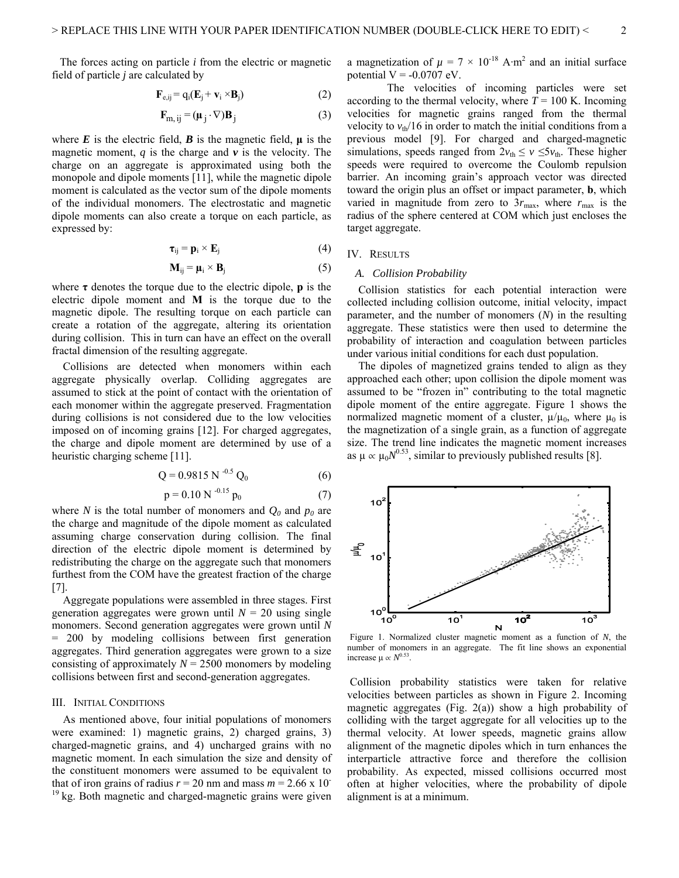The forces acting on particle $i$ from the electric or magnetic field of particle $j$ are calculated by

$$\mathbf{F}_{e,ij} = q_i(\mathbf{E}_j + \mathbf{v}_i \times \mathbf{B}_j) \tag{2}$$

$$\mathbf{F}_{m,ij} = (\boldsymbol{\mu}_j \cdot \nabla)\mathbf{B}_j \tag{3}$$

where $\boldsymbol{E}$ is the electric field, $\boldsymbol{B}$ is the magnetic field, $\boldsymbol{\mu}$ is the magnetic moment, $q$ is the charge and $\boldsymbol{v}$ is the velocity. The charge on an aggregate is approximated using both the monopole and dipole moments [11], while the magnetic dipole moment is calculated as the vector sum of the dipole moments of the individual monomers. The electrostatic and magnetic dipole moments can also create a torque on each particle, as expressed by:

$$\boldsymbol{\tau}_{ij} = \mathbf{p}_i \times \mathbf{E}_j \tag{4}$$

$$\mathbf{M}_{ij} = \boldsymbol{\mu}_i \times \mathbf{B}_j \tag{5}$$

where $\boldsymbol{\tau}$ denotes the torque due to the electric dipole, $\mathbf{p}$ is the electric dipole moment and $\mathbf{M}$ is the torque due to the magnetic dipole. The resulting torque on each particle can create a rotation of the aggregate, altering its orientation during collision. This in turn can have an effect on the overall fractal dimension of the resulting aggregate.

Collisions are detected when monomers within each aggregate physically overlap. Colliding aggregates are assumed to stick at the point of contact with the orientation of each monomer within the aggregate preserved. Fragmentation during collisions is not considered due to the low velocities imposed on of incoming grains [12]. For charged aggregates, the charge and dipole moment are determined by use of a heuristic charging scheme [11].

$$Q = 0.9815\, N^{-0.5}\, Q_0 \tag{6}$$

$$p = 0.10\, N^{-0.15}\, p_0 \tag{7}$$

where $N$ is the total number of monomers and $Q_0$ and $p_0$ are the charge and magnitude of the dipole moment as calculated assuming charge conservation during collision. The final direction of the electric dipole moment is determined by redistributing the charge on the aggregate such that monomers furthest from the COM have the greatest fraction of the charge [7].

Aggregate populations were assembled in three stages. First generation aggregates were grown until $N = 20$ using single monomers. Second generation aggregates were grown until $N = 200$ by modeling collisions between first generation aggregates. Third generation aggregates were grown to a size consisting of approximately $N = 2500$ monomers by modeling collisions between first and second-generation aggregates.

## III. Initial Conditions

As mentioned above, four initial populations of monomers were examined: 1) magnetic grains, 2) charged grains, 3) charged-magnetic grains, and 4) uncharged grains with no magnetic moment. In each simulation the size and density of the constituent monomers were assumed to be equivalent to that of iron grains of radius $r = 20$ nm and mass $m = 2.66 \times 10^{-19}$ kg. Both magnetic and charged-magnetic grains were given a magnetization of $\mu = 7 \times 10^{-18}$ A·m² and an initial surface potential V = -0.0707 eV.

The velocities of incoming particles were set according to the thermal velocity, where $T = 100$ K. Incoming velocities for magnetic grains ranged from the thermal velocity to $v_{th}/16$ in order to match the initial conditions from a previous model [9]. For charged and charged-magnetic simulations, speeds ranged from $2v_{th} \leq v \leq 5v_{th}$. These higher speeds were required to overcome the Coulomb repulsion barrier. An incoming grain's approach vector was directed toward the origin plus an offset or impact parameter, $\mathbf{b}$, which varied in magnitude from zero to $3r_{max}$, where $r_{max}$ is the radius of the sphere centered at COM which just encloses the target aggregate.

## IV. Results

### A. Collision Probability

Collision statistics for each potential interaction were collected including collision outcome, initial velocity, impact parameter, and the number of monomers ($N$) in the resulting aggregate. These statistics were then used to determine the probability of interaction and coagulation between particles under various initial conditions for each dust population.

The dipoles of magnetized grains tended to align as they approached each other; upon collision the dipole moment was assumed to be "frozen in" contributing to the total magnetic dipole moment of the entire aggregate. Figure 1 shows the normalized magnetic moment of a cluster, $\mu/\mu_0$, where $\mu_0$ is the magnetization of a single grain, as a function of aggregate size. The trend line indicates the magnetic moment increases as $\mu \propto \mu_0 N^{0.53}$, similar to previously published results [8].

Figure 1. Normalized cluster magnetic moment as a function of $N$, the number of monomers in an aggregate. The fit line shows an exponential increase $\mu \propto N^{0.53}$.

Collision probability statistics were taken for relative velocities between particles as shown in Figure 2. Incoming magnetic aggregates (Fig. 2(a)) show a high probability of colliding with the target aggregate for all velocities up to the thermal velocity. At lower speeds, magnetic grains allow alignment of the magnetic dipoles which in turn enhances the interparticle attractive force and therefore the collision probability. As expected, missed collisions occurred most often at higher velocities, where the probability of dipole alignment is at a minimum.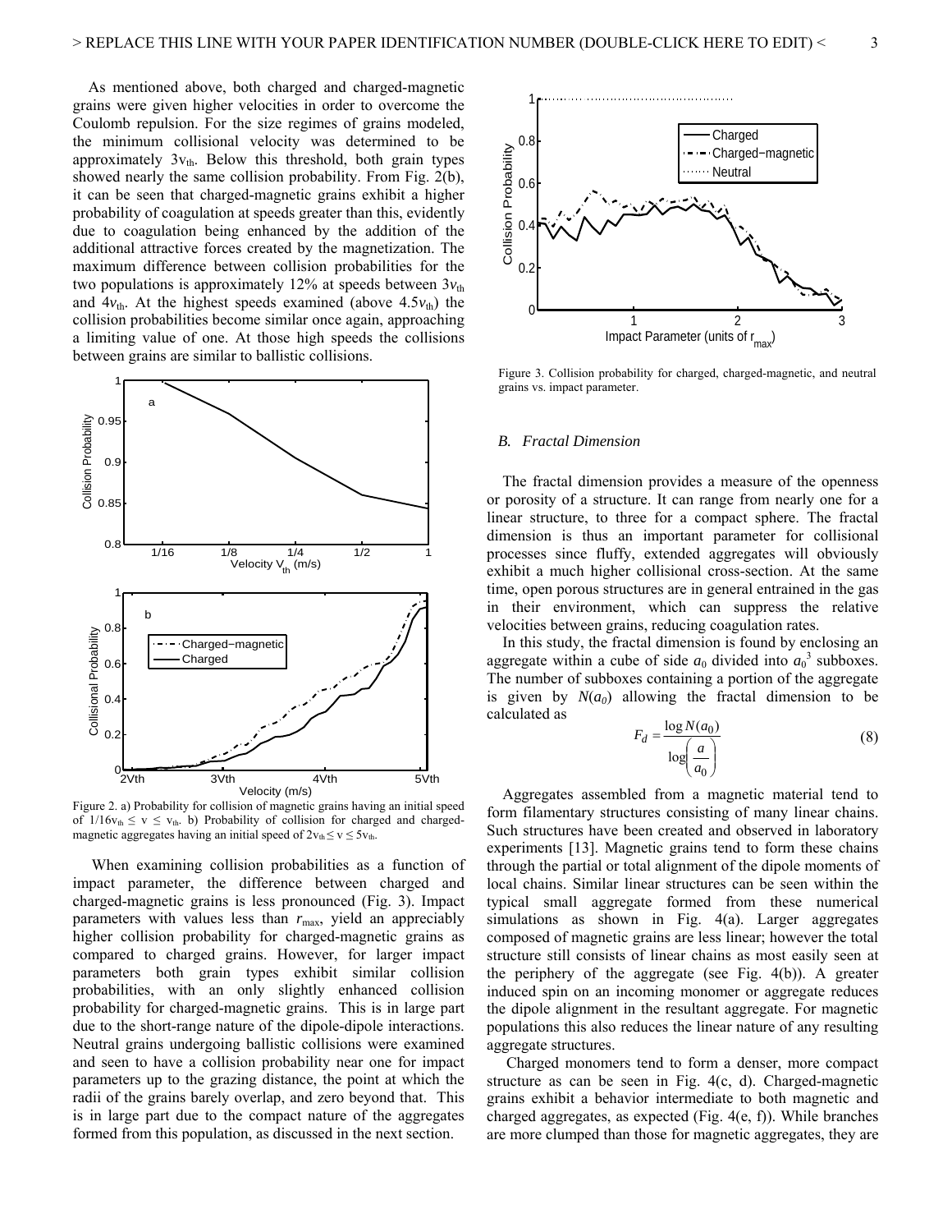As mentioned above, both charged and charged-magnetic grains were given higher velocities in order to overcome the Coulomb repulsion. For the size regimes of grains modeled, the minimum collisional velocity was determined to be approximately $3v_{th}$. Below this threshold, both grain types showed nearly the same collision probability. From Fig. 2(b), it can be seen that charged-magnetic grains exhibit a higher probability of coagulation at speeds greater than this, evidently due to coagulation being enhanced by the addition of the additional attractive forces created by the magnetization. The maximum difference between collision probabilities for the two populations is approximately 12% at speeds between $3v_{th}$ and $4v_{th}$. At the highest speeds examined (above $4.5v_{th}$) the collision probabilities become similar once again, approaching a limiting value of one. At those high speeds the collisions between grains are similar to ballistic collisions.

Figure 2. a) Probability for collision of magnetic grains having an initial speed of $1/16v_{th} \leq v \leq v_{th}$. b) Probability of collision for charged and charged-magnetic aggregates having an initial speed of $2v_{th} \leq v \leq 5v_{th}$.

When examining collision probabilities as a function of impact parameter, the difference between charged and charged-magnetic grains is less pronounced (Fig. 3). Impact parameters with values less than $r_{max}$, yield an appreciably higher collision probability for charged-magnetic grains as compared to charged grains. However, for larger impact parameters both grain types exhibit similar collision probabilities, with an only slightly enhanced collision probability for charged-magnetic grains. This is in large part due to the short-range nature of the dipole-dipole interactions. Neutral grains undergoing ballistic collisions were examined and seen to have a collision probability near one for impact parameters up to the grazing distance, the point at which the radii of the grains barely overlap, and zero beyond that. This is in large part due to the compact nature of the aggregates formed from this population, as discussed in the next section.

Figure 3. Collision probability for charged, charged-magnetic, and neutral grains vs. impact parameter.

### *B. Fractal Dimension*

The fractal dimension provides a measure of the openness or porosity of a structure. It can range from nearly one for a linear structure, to three for a compact sphere. The fractal dimension is thus an important parameter for collisional processes since fluffy, extended aggregates will obviously exhibit a much higher collisional cross-section. At the same time, open porous structures are in general entrained in the gas in their environment, which can suppress the relative velocities between grains, reducing coagulation rates.

In this study, the fractal dimension is found by enclosing an aggregate within a cube of side $a_0$ divided into $a_0^3$ subboxes. The number of subboxes containing a portion of the aggregate is given by $N(a_0)$ allowing the fractal dimension to be calculated as

$$F_d = \frac{\log N(a_0)}{\log\left(\frac{a}{a_0}\right)} \tag{8}$$

Aggregates assembled from a magnetic material tend to form filamentary structures consisting of many linear chains. Such structures have been created and observed in laboratory experiments [13]. Magnetic grains tend to form these chains through the partial or total alignment of the dipole moments of local chains. Similar linear structures can be seen within the typical small aggregate formed from these numerical simulations as shown in Fig. 4(a). Larger aggregates composed of magnetic grains are less linear; however the total structure still consists of linear chains as most easily seen at the periphery of the aggregate (see Fig. 4(b)). A greater induced spin on an incoming monomer or aggregate reduces the dipole alignment in the resultant aggregate. For magnetic populations this also reduces the linear nature of any resulting aggregate structures.

Charged monomers tend to form a denser, more compact structure as can be seen in Fig. 4(c, d). Charged-magnetic grains exhibit a behavior intermediate to both magnetic and charged aggregates, as expected (Fig. 4(e, f)). While branches are more clumped than those for magnetic aggregates, they are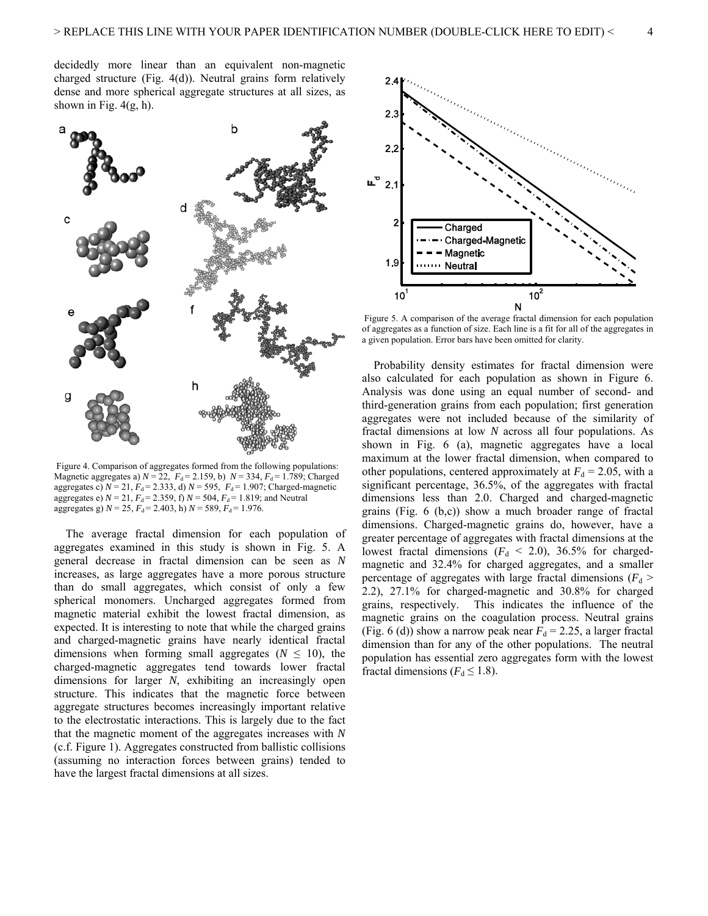decidedly more linear than an equivalent non-magnetic charged structure (Fig. 4(d)). Neutral grains form relatively dense and more spherical aggregate structures at all sizes, as shown in Fig. 4(g, h).

Figure 4. Comparison of aggregates formed from the following populations: Magnetic aggregates a) $N = 22$, $F_d = 2.159$, b) $N = 334$, $F_d = 1.789$; Charged aggregates c) $N = 21$, $F_d = 2.333$, d) $N = 595$, $F_d = 1.907$; Charged-magnetic aggregates e) $N = 21$, $F_d = 2.359$, f) $N = 504$, $F_d = 1.819$; and Neutral aggregates g) $N = 25$, $F_d = 2.403$, h) $N = 589$, $F_d = 1.976$.

The average fractal dimension for each population of aggregates examined in this study is shown in Fig. 5. A general decrease in fractal dimension can be seen as $N$ increases, as large aggregates have a more porous structure than do small aggregates, which consist of only a few spherical monomers. Uncharged aggregates formed from magnetic material exhibit the lowest fractal dimension, as expected. It is interesting to note that while the charged grains and charged-magnetic grains have nearly identical fractal dimensions when forming small aggregates ($N \leq 10$), the charged-magnetic aggregates tend towards lower fractal dimensions for larger $N$, exhibiting an increasingly open structure. This indicates that the magnetic force between aggregate structures becomes increasingly important relative to the electrostatic interactions. This is largely due to the fact that the magnetic moment of the aggregates increases with $N$ (c.f. Figure 1). Aggregates constructed from ballistic collisions (assuming no interaction forces between grains) tended to have the largest fractal dimensions at all sizes.

Figure 5. A comparison of the average fractal dimension for each population of aggregates as a function of size. Each line is a fit for all of the aggregates in a given population. Error bars have been omitted for clarity.

Probability density estimates for fractal dimension were also calculated for each population as shown in Figure 6. Analysis was done using an equal number of second- and third-generation grains from each population; first generation aggregates were not included because of the similarity of fractal dimensions at low $N$ across all four populations. As shown in Fig. 6 (a), magnetic aggregates have a local maximum at the lower fractal dimension, when compared to other populations, centered approximately at $F_d = 2.05$, with a significant percentage, 36.5%, of the aggregates with fractal dimensions less than 2.0. Charged and charged-magnetic grains (Fig. 6 (b,c)) show a much broader range of fractal dimensions. Charged-magnetic grains do, however, have a greater percentage of aggregates with fractal dimensions at the lowest fractal dimensions ($F_d < 2.0$), 36.5% for charged-magnetic and 32.4% for charged aggregates, and a smaller percentage of aggregates with large fractal dimensions ($F_d > 2.2$), 27.1% for charged-magnetic and 30.8% for charged grains, respectively. This indicates the influence of the magnetic grains on the coagulation process. Neutral grains (Fig. 6 (d)) show a narrow peak near $F_d = 2.25$, a larger fractal dimension than for any of the other populations. The neutral population has essential zero aggregates form with the lowest fractal dimensions ($F_d \leq 1.8$).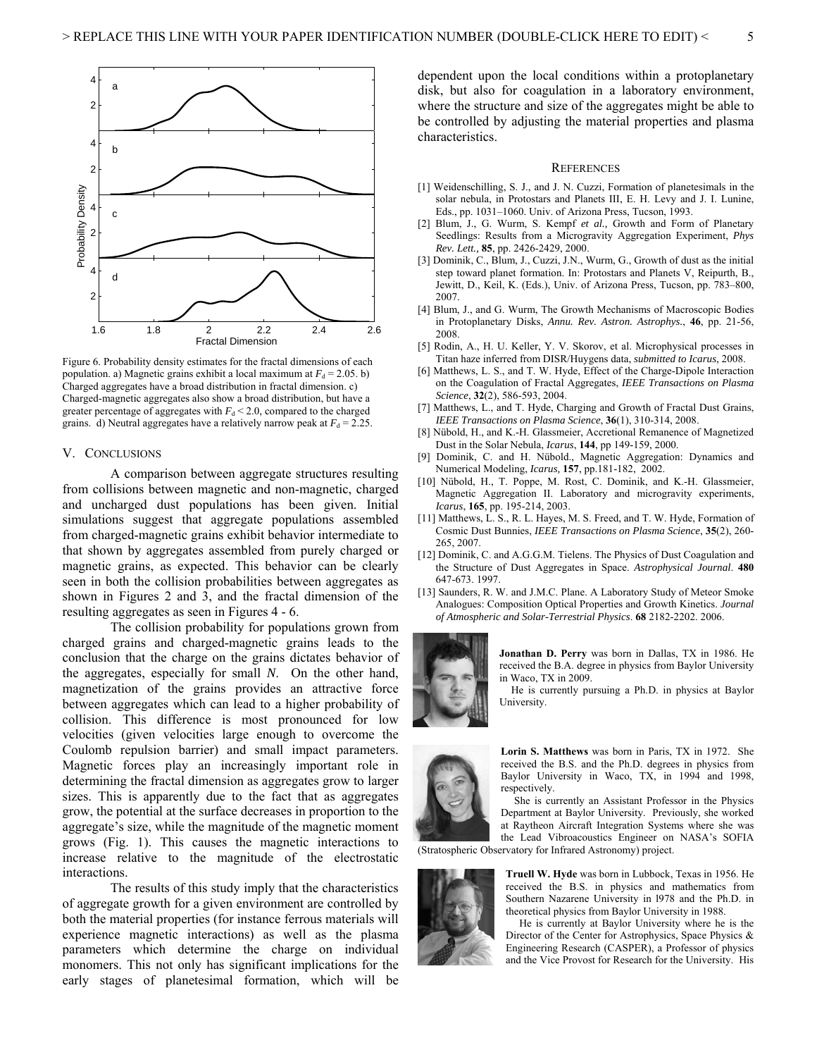Figure 6. Probability density estimates for the fractal dimensions of each population. a) Magnetic grains exhibit a local maximum at $F_d = 2.05$. b) Charged aggregates have a broad distribution in fractal dimension. c) Charged-magnetic aggregates also show a broad distribution, but have a greater percentage of aggregates with $F_d < 2.0$, compared to the charged grains. d) Neutral aggregates have a relatively narrow peak at $F_d = 2.25$.

## V. Conclusions

A comparison between aggregate structures resulting from collisions between magnetic and non-magnetic, charged and uncharged dust populations has been given. Initial simulations suggest that aggregate populations assembled from charged-magnetic grains exhibit behavior intermediate to that shown by aggregates assembled from purely charged or magnetic grains, as expected. This behavior can be clearly seen in both the collision probabilities between aggregates as shown in Figures 2 and 3, and the fractal dimension of the resulting aggregates as seen in Figures 4 - 6.

The collision probability for populations grown from charged grains and charged-magnetic grains leads to the conclusion that the charge on the grains dictates behavior of the aggregates, especially for small $N$. On the other hand, magnetization of the grains provides an attractive force between aggregates which can lead to a higher probability of collision. This difference is most pronounced for low velocities (given velocities large enough to overcome the Coulomb repulsion barrier) and small impact parameters. Magnetic forces play an increasingly important role in determining the fractal dimension as aggregates grow to larger sizes. This is apparently due to the fact that as aggregates grow, the potential at the surface decreases in proportion to the aggregate's size, while the magnitude of the magnetic moment grows (Fig. 1). This causes the magnetic interactions to increase relative to the magnitude of the electrostatic interactions.

The results of this study imply that the characteristics of aggregate growth for a given environment are controlled by both the material properties (for instance ferrous materials will experience magnetic interactions) as well as the plasma parameters which determine the charge on individual monomers. This not only has significant implications for the early stages of planetesimal formation, which will be dependent upon the local conditions within a protoplanetary disk, but also for coagulation in a laboratory environment, where the structure and size of the aggregates might be able to be controlled by adjusting the material properties and plasma characteristics.

## References

[1] Weidenschilling, S. J., and J. N. Cuzzi, Formation of planetesimals in the solar nebula, in Protostars and Planets III, E. H. Levy and J. I. Lunine, Eds., pp. 1031–1060. Univ. of Arizona Press, Tucson, 1993.

[2] Blum, J., G. Wurm, S. Kempf *et al.,* Growth and Form of Planetary Seedlings: Results from a Microgravity Aggregation Experiment, *Phys Rev. Lett.,* **85**, pp. 2426-2429, 2000.

[3] Dominik, C., Blum, J., Cuzzi, J.N., Wurm, G., Growth of dust as the initial step toward planet formation. In: Protostars and Planets V, Reipurth, B., Jewitt, D., Keil, K. (Eds.), Univ. of Arizona Press, Tucson, pp. 783–800, 2007.

[4] Blum, J., and G. Wurm, The Growth Mechanisms of Macroscopic Bodies in Protoplanetary Disks, *Annu. Rev. Astron. Astrophys.*, **46**, pp. 21-56, 2008.

[5] Rodin, A., H. U. Keller, Y. V. Skorov, et al. Microphysical processes in Titan haze inferred from DISR/Huygens data, *submitted to Icarus*, 2008.

[6] Matthews, L. S., and T. W. Hyde, Effect of the Charge-Dipole Interaction on the Coagulation of Fractal Aggregates, *IEEE Transactions on Plasma Science*, **32**(2), 586-593, 2004.

[7] Matthews, L., and T. Hyde, Charging and Growth of Fractal Dust Grains, *IEEE Transactions on Plasma Science*, **36**(1), 310-314, 2008.

[8] Nübold, H., and K.-H. Glassmeier, Accretional Remanence of Magnetized Dust in the Solar Nebula, *Icarus*, **144**, pp 149-159, 2000.

[9] Dominik, C. and H. Nübold., Magnetic Aggregation: Dynamics and Numerical Modeling, *Icarus,* **157**, pp.181-182, 2002.

[10] Nübold, H., T. Poppe, M. Rost, C. Dominik, and K.-H. Glassmeier, Magnetic Aggregation II. Laboratory and microgravity experiments, *Icarus*, **165**, pp. 195-214, 2003.

[11] Matthews, L. S., R. L. Hayes, M. S. Freed, and T. W. Hyde, Formation of Cosmic Dust Bunnies, *IEEE Transactions on Plasma Science*, **35**(2), 260-265, 2007.

[12] Dominik, C. and A.G.G.M. Tielens. The Physics of Dust Coagulation and the Structure of Dust Aggregates in Space. *Astrophysical Journal*. **480** 647-673. 1997.

[13] Saunders, R. W. and J.M.C. Plane. A Laboratory Study of Meteor Smoke Analogues: Composition Optical Properties and Growth Kinetics. *Journal of Atmospheric and Solar-Terrestrial Physics*. **68** 2182-2202. 2006.

**Jonathan D. Perry** was born in Dallas, TX in 1986. He received the B.A. degree in physics from Baylor University in Waco, TX in 2009.

He is currently pursuing a Ph.D. in physics at Baylor University.

**Lorin S. Matthews** was born in Paris, TX in 1972. She received the B.S. and the Ph.D. degrees in physics from Baylor University in Waco, TX, in 1994 and 1998, respectively.

She is currently an Assistant Professor in the Physics Department at Baylor University. Previously, she worked at Raytheon Aircraft Integration Systems where she was the Lead Vibroacoustics Engineer on NASA's SOFIA (Stratospheric Observatory for Infrared Astronomy) project.

**Truell W. Hyde** was born in Lubbock, Texas in 1956. He received the B.S. in physics and mathematics from Southern Nazarene University in l978 and the Ph.D. in theoretical physics from Baylor University in 1988.

He is currently at Baylor University where he is the Director of the Center for Astrophysics, Space Physics & Engineering Research (CASPER), a Professor of physics and the Vice Provost for Research for the University. His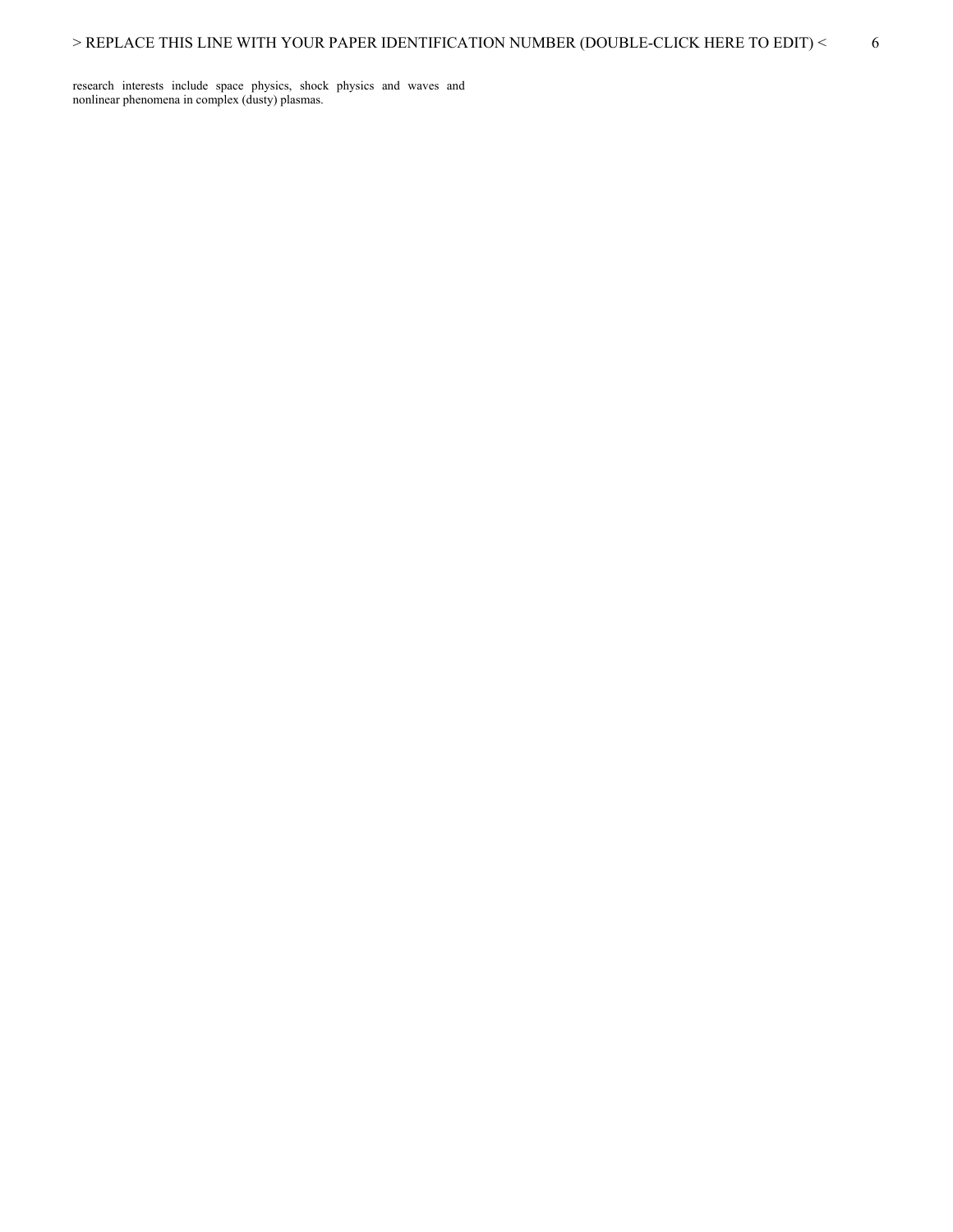research interests include space physics, shock physics and waves and nonlinear phenomena in complex (dusty) plasmas.